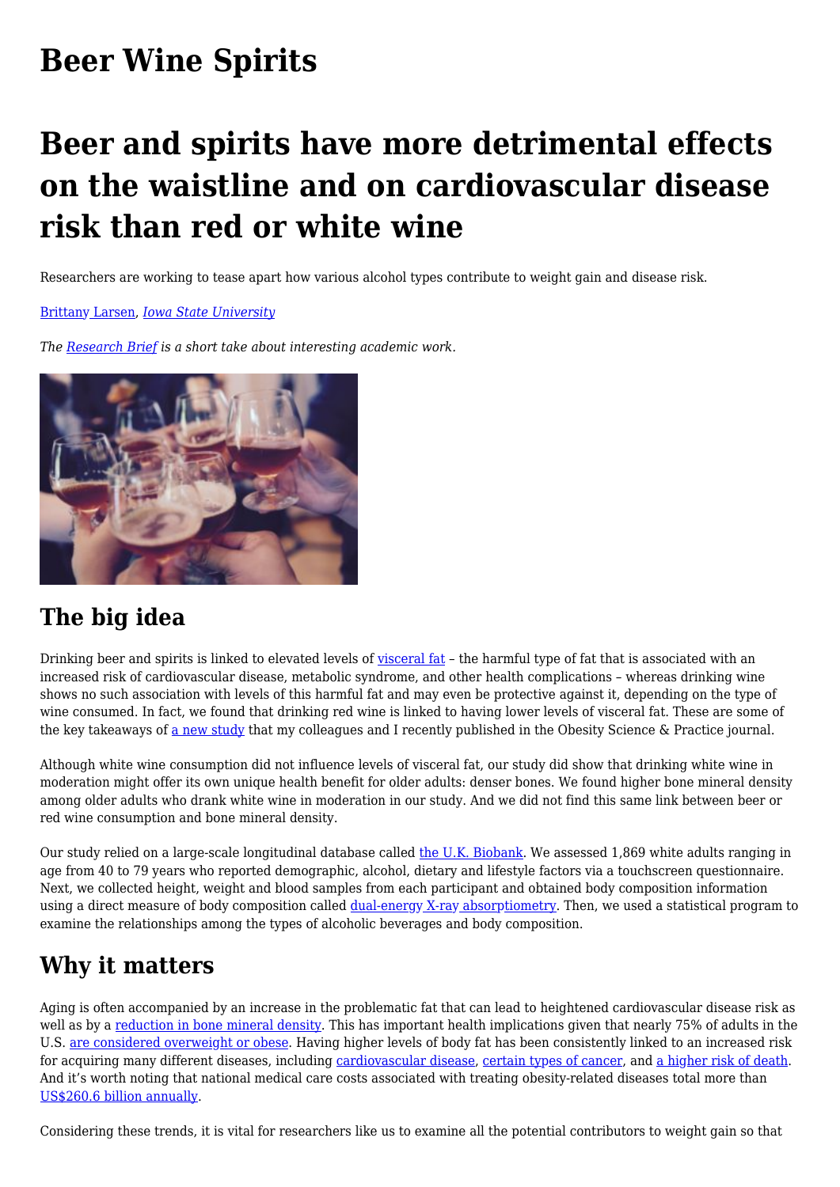# Beer Wine Spirits

# Beer and spirits have more detrimental effects on the waistline and on cardiovascular disease risk than red or white wine

Researchers are working to tease apart how various alcohol types contribute to weight gain and disease risk.

Brittany Larsen, *Iowa State University*

*The Research Brief is a short take about interesting academic work.*

## The big idea

Drinking beer and spirits is linked to elevated levels of visceral fat – the harmful type of fat that is associated with an increased risk of cardiovascular disease, metabolic syndrome, and other health complications – whereas drinking wine shows no such association with levels of this harmful fat and may even be protective against it, depending on the type of wine consumed. In fact, we found that drinking red wine is linked to lower levels of visceral fat. These are some of the key takeaways of a new study that my colleagues and I recently published in the Obesity Science & Practice journal.

Although white wine consumption did not influence levels of visceral fat, our study did show that drinking white wine in moderation might offer its own unique health benefit for older adults: denser bones. We found higher bone mineral density among older adults who drank white wine in moderation in our study. And we did not find this same link between beer or red wine consumption and bone mineral density.

Our study relied on a large-scale longitudinal database called the U.K. Biobank. We assessed 1,869 white adults ranging in age from 40 to 79 years who reported demographic, alcohol, dietary and lifestyle factors via a touchscreen questionnaire. Next, we collected height, weight and blood samples from each participant and obtained body composition information using a direct measure of body composition called dual-energy X-ray absorptiometry. Then, we used a statistical program to examine the relationships among the types of alcoholic beverages and body composition.

## Why it matters

Aging is often accompanied by an increase in the problematic fat that can lead to heightened cardiovascular disease risk as well as by a reduction in bone mineral density. This has important health implications given that nearly 75% of adults in the U.S. are considered overweight or obese. Having higher levels of body fat has been consistently linked to an increased risk for acquiring many different diseases, including cardiovascular disease, certain types of cancer, and a higher risk of death. And it's worth noting that national medical care costs associated with treating obesity-related diseases total more than US$260.6 billion annually.

Considering these trends, it is vital for researchers like us to examine all the potential contributors to weight gain so that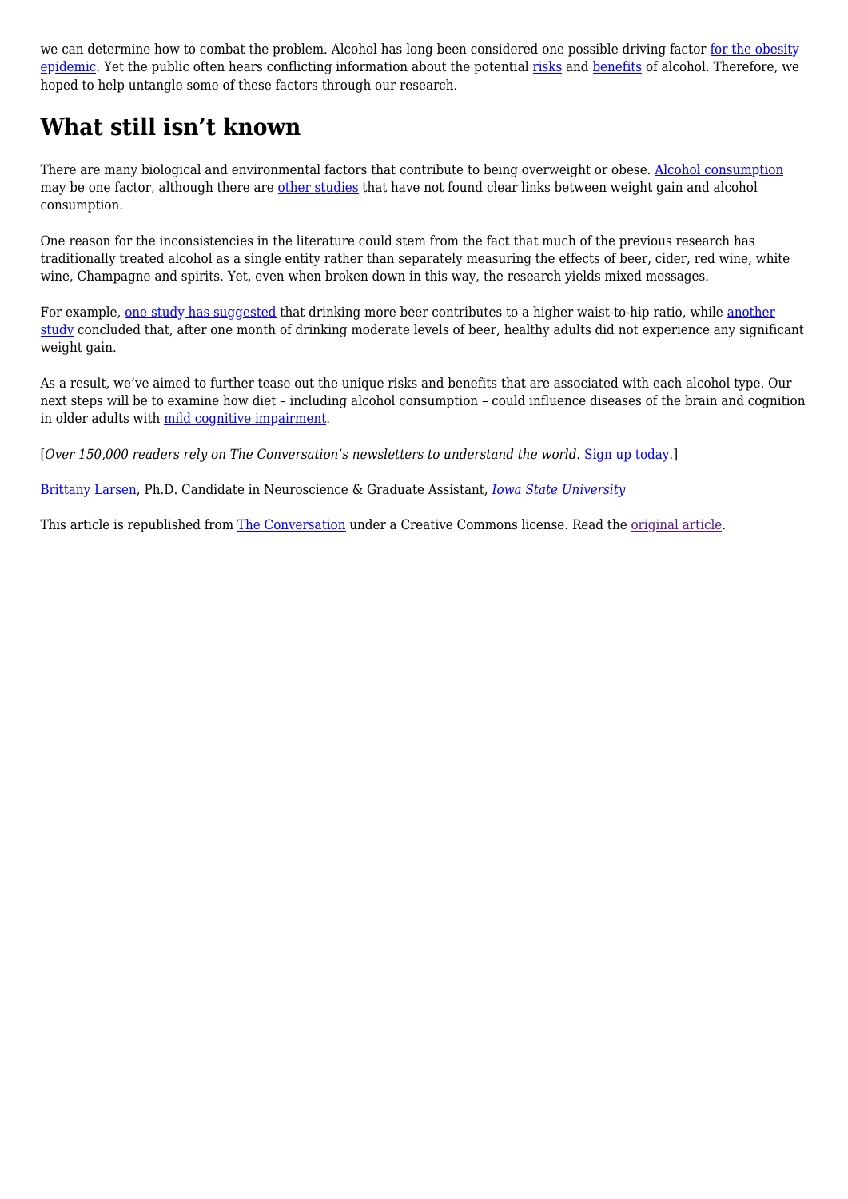we can determine how to combat the problem. Alcohol has long been considered one possible driving factor for the obesity epidemic. Yet the public often hears conflicting information about the potential risks and benefits of alcohol. Therefore, we hoped to help untangle some of these factors through our research.

## What still isn't known

There are many biological and environmental factors that contribute to being overweight or obese. Alcohol consumption may be one factor, although there are other studies that have not found clear links between weight gain and alcohol consumption.

One reason for the inconsistencies in the literature could stem from the fact that much of the previous research has traditionally treated alcohol as a single entity rather than separately measuring the effects of beer, cider, red wine, white wine, Champagne and spirits. Yet, even when broken down in this way, the research yields mixed messages.

For example, one study has suggested that drinking more beer contributes to a higher waist-to-hip ratio, while another study concluded that, after one month of drinking moderate levels of beer, healthy adults did not experience any significant weight gain.

As a result, we've aimed to further tease out the unique risks and benefits that are associated with each alcohol type. Our next steps will be to examine how diet – including alcohol consumption – could influence diseases of the brain and cognition in older adults with mild cognitive impairment.

[*Over 150,000 readers rely on The Conversation's newsletters to understand the world*. Sign up today.]

Brittany Larsen, Ph.D. Candidate in Neuroscience & Graduate Assistant, *Iowa State University*

This article is republished from The Conversation under a Creative Commons license. Read the original article.